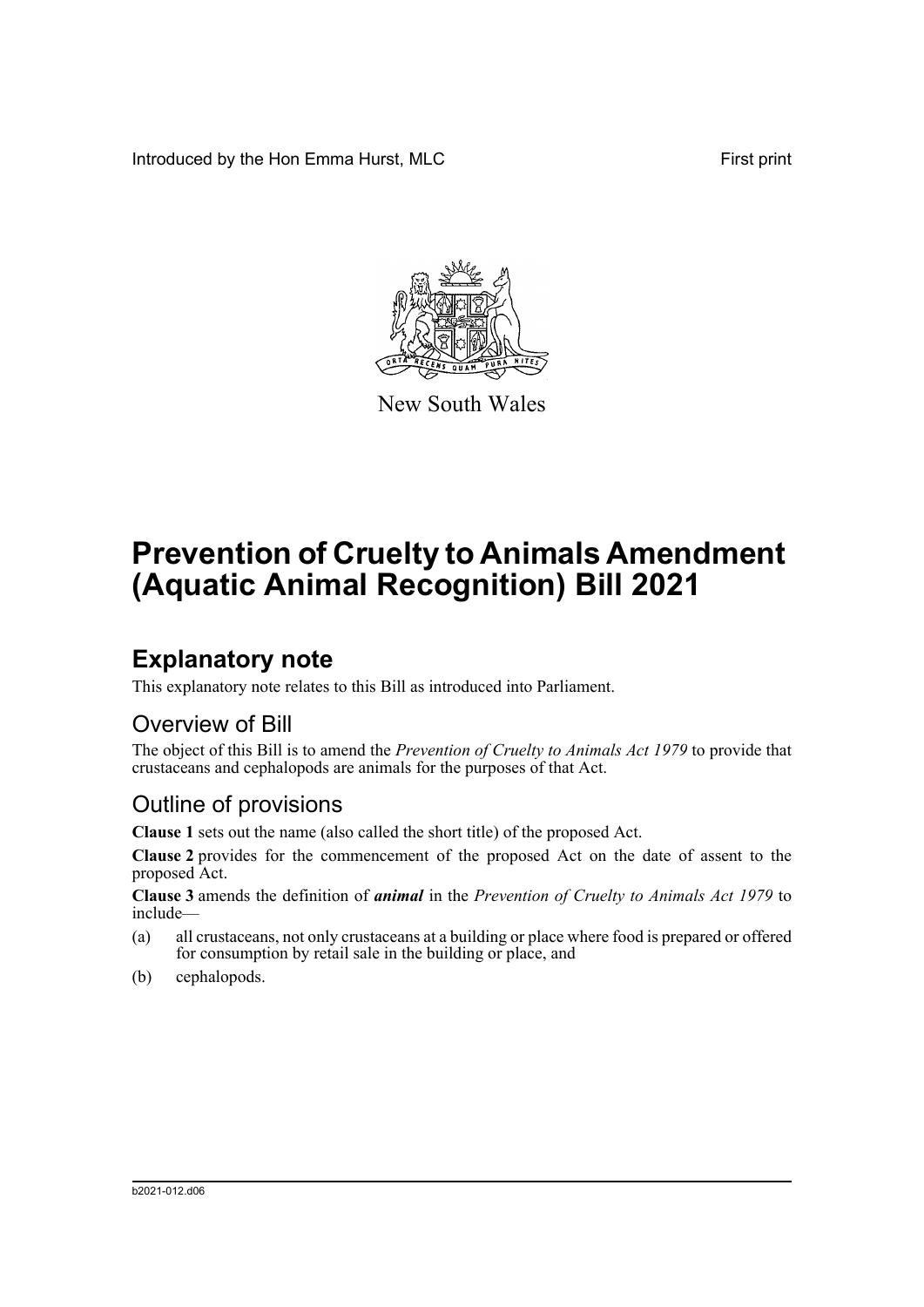Introduced by the Hon Emma Hurst, MLC First print

New South Wales

# Prevention of Cruelty to Animals Amendment (Aquatic Animal Recognition) Bill 2021

## Explanatory note

This explanatory note relates to this Bill as introduced into Parliament.

### Overview of Bill

The object of this Bill is to amend the *Prevention of Cruelty to Animals Act 1979* to provide that crustaceans and cephalopods are animals for the purposes of that Act.

### Outline of provisions

**Clause 1** sets out the name (also called the short title) of the proposed Act.

**Clause 2** provides for the commencement of the proposed Act on the date of assent to the proposed Act.

**Clause 3** amends the definition of ***animal*** in the *Prevention of Cruelty to Animals Act 1979* to include—

(a) all crustaceans, not only crustaceans at a building or place where food is prepared or offered for consumption by retail sale in the building or place, and

(b) cephalopods.

b2021-012.d06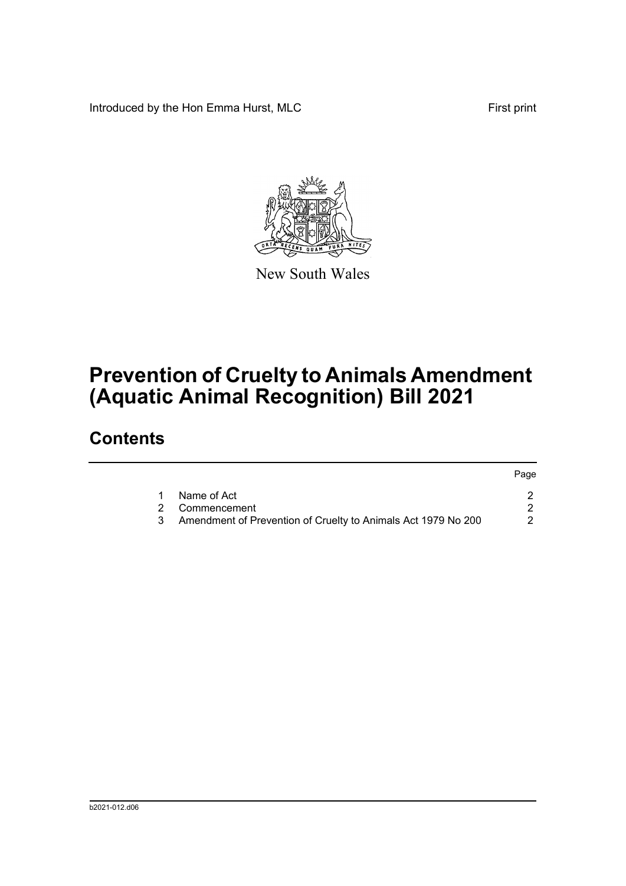Introduced by the Hon Emma Hurst, MLC

First print

New South Wales

# Prevention of Cruelty to Animals Amendment (Aquatic Animal Recognition) Bill 2021

## Contents

| | | Page |
|---|---|---|
| 1 | Name of Act | 2 |
| 2 | Commencement | 2 |
| 3 | Amendment of Prevention of Cruelty to Animals Act 1979 No 200 | 2 |

b2021-012.d06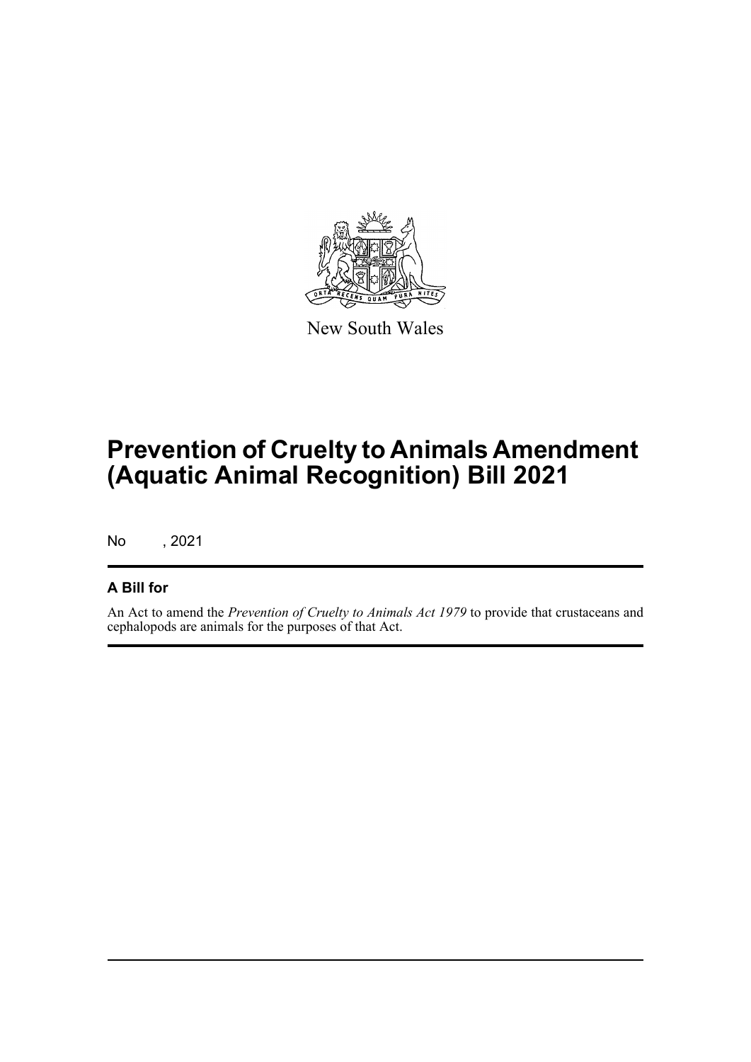New South Wales

# Prevention of Cruelty to Animals Amendment (Aquatic Animal Recognition) Bill 2021

No , 2021

## A Bill for

An Act to amend the *Prevention of Cruelty to Animals Act 1979* to provide that crustaceans and cephalopods are animals for the purposes of that Act.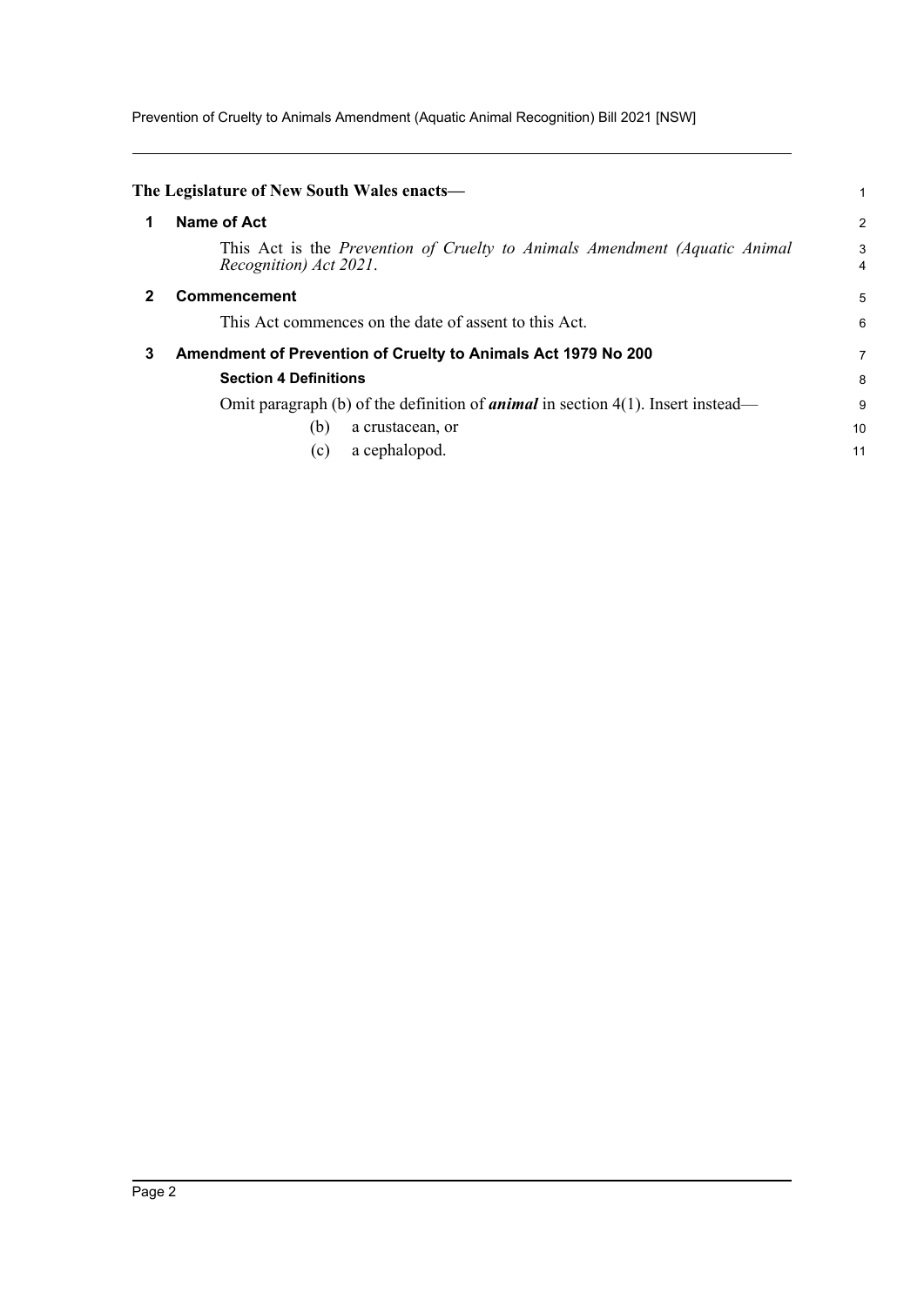**The Legislature of New South Wales enacts—**

## 1 Name of Act

This Act is the *Prevention of Cruelty to Animals Amendment (Aquatic Animal Recognition) Act 2021*.

## 2 Commencement

This Act commences on the date of assent to this Act.

## 3 Amendment of Prevention of Cruelty to Animals Act 1979 No 200

### Section 4 Definitions

Omit paragraph (b) of the definition of ***animal*** in section 4(1). Insert instead—

(b) a crustacean, or

(c) a cephalopod.